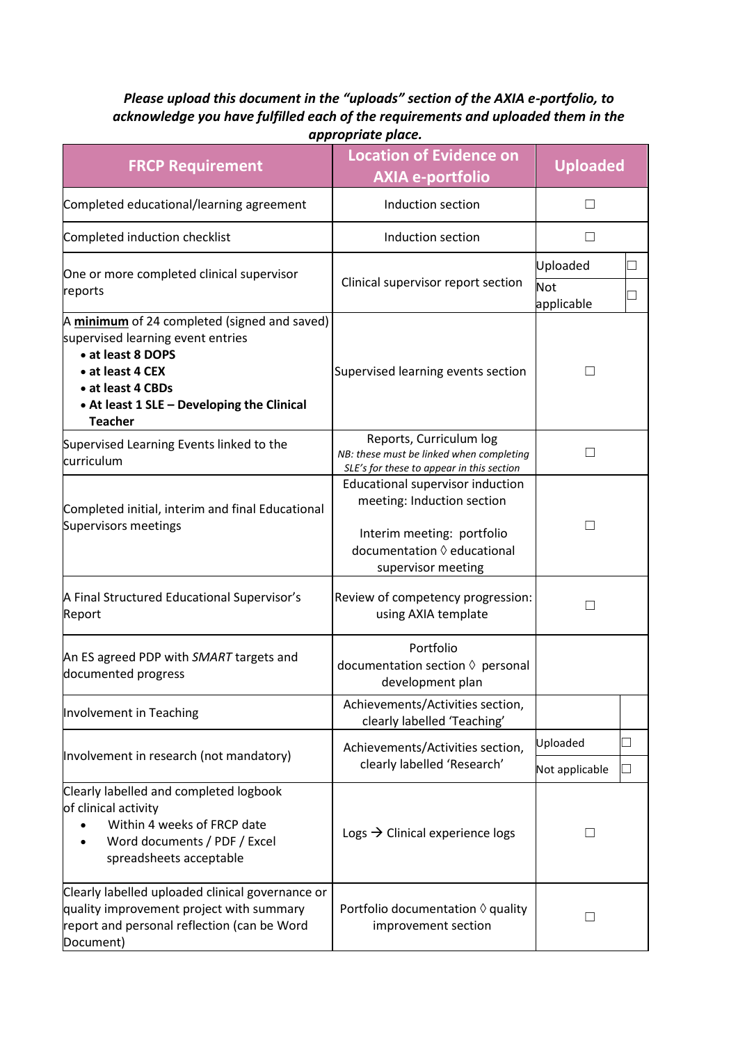***Please upload this document in the "uploads" section of the AXIA e-portfolio, to acknowledge you have fulfilled each of the requirements and uploaded them in the appropriate place.***

| FRCP Requirement | Location of Evidence on AXIA e-portfolio | Uploaded |
|---|---|---|
| Completed educational/learning agreement | Induction section | ☐ |
| Completed induction checklist | Induction section | ☐ |
| One or more completed clinical supervisor reports | Clinical supervisor report section | Uploaded ☐<br>Not applicable ☐ |
| A **minimum** of 24 completed (signed and saved) supervised learning event entries<br>• **at least 8 DOPS**<br>• **at least 4 CEX**<br>• **at least 4 CBDs**<br>• **At least 1 SLE – Developing the Clinical Teacher** | Supervised learning events section | ☐ |
| Supervised Learning Events linked to the curriculum | Reports, Curriculum log<br>*NB: these must be linked when completing SLE's for these to appear in this section* | ☐ |
| Completed initial, interim and final Educational Supervisors meetings | Educational supervisor induction meeting: Induction section<br><br>Interim meeting: portfolio documentation ◊ educational supervisor meeting | ☐ |
| A Final Structured Educational Supervisor's Report | Review of competency progression: using AXIA template | ☐ |
| An ES agreed PDP with *SMART* targets and documented progress | Portfolio documentation section ◊ personal development plan | |
| Involvement in Teaching | Achievements/Activities section, clearly labelled 'Teaching' | |
| Involvement in research (not mandatory) | Achievements/Activities section, clearly labelled 'Research' | Uploaded ☐<br>Not applicable ☐ |
| Clearly labelled and completed logbook of clinical activity<br>• Within 4 weeks of FRCP date<br>• Word documents / PDF / Excel spreadsheets acceptable | Logs → Clinical experience logs | ☐ |
| Clearly labelled uploaded clinical governance or quality improvement project with summary report and personal reflection (can be Word Document) | Portfolio documentation ◊ quality improvement section | ☐ |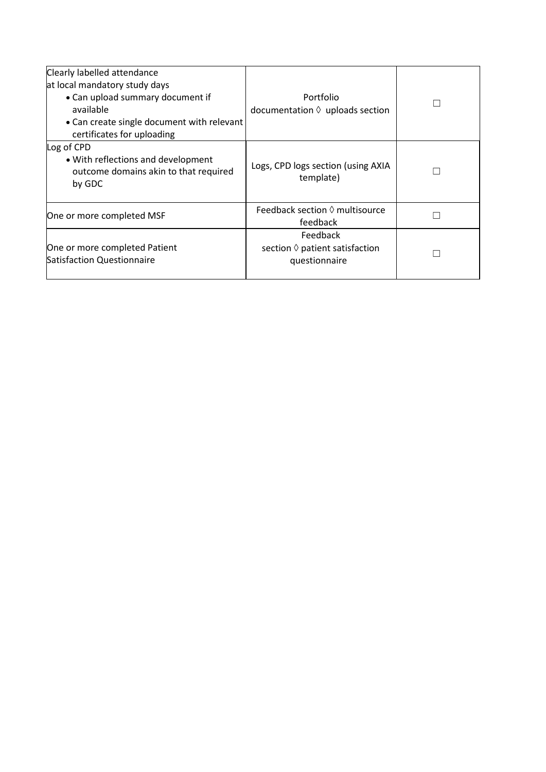| | | |
|---|---|---|
| Clearly labelled attendance at local mandatory study days<br>• Can upload summary document if available<br>• Can create single document with relevant certificates for uploading | Portfolio documentation ◊ uploads section | ☐ |
| Log of CPD<br>• With reflections and development outcome domains akin to that required by GDC | Logs, CPD logs section (using AXIA template) | ☐ |
| One or more completed MSF | Feedback section ◊ multisource feedback | ☐ |
| One or more completed Patient Satisfaction Questionnaire | Feedback section ◊ patient satisfaction questionnaire | ☐ |